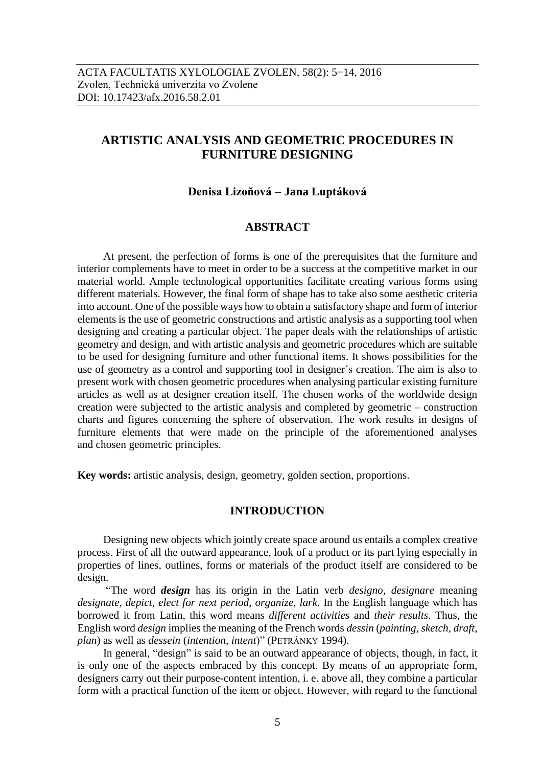ACTA FACULTATIS XYLOLOGIAE ZVOLEN, 58(2): 5−14, 2016
Zvolen, Technická univerzita vo Zvolene
DOI: 10.17423/afx.2016.58.2.01

# ARTISTIC ANALYSIS AND GEOMETRIC PROCEDURES IN FURNITURE DESIGNING

**Denisa Lizoňová – Jana Luptáková**

## ABSTRACT

At present, the perfection of forms is one of the prerequisites that the furniture and interior complements have to meet in order to be a success at the competitive market in our material world. Ample technological opportunities facilitate creating various forms using different materials. However, the final form of shape has to take also some aesthetic criteria into account. One of the possible ways how to obtain a satisfactory shape and form of interior elements is the use of geometric constructions and artistic analysis as a supporting tool when designing and creating a particular object. The paper deals with the relationships of artistic geometry and design, and with artistic analysis and geometric procedures which are suitable to be used for designing furniture and other functional items. It shows possibilities for the use of geometry as a control and supporting tool in designer´s creation. The aim is also to present work with chosen geometric procedures when analysing particular existing furniture articles as well as at designer creation itself. The chosen works of the worldwide design creation were subjected to the artistic analysis and completed by geometric – construction charts and figures concerning the sphere of observation. The work results in designs of furniture elements that were made on the principle of the aforementioned analyses and chosen geometric principles.

**Key words:** artistic analysis, design, geometry, golden section, proportions.

## INTRODUCTION

Designing new objects which jointly create space around us entails a complex creative process. First of all the outward appearance, look of a product or its part lying especially in properties of lines, outlines, forms or materials of the product itself are considered to be design.

"The word ***design*** has its origin in the Latin verb *designo*, *designare* meaning *designate*, *depict*, *elect for next period*, *organize*, *lark*. In the English language which has borrowed it from Latin, this word means *different activities* and *their results*. Thus, the English word *design* implies the meaning of the French words *dessin* (*painting*, *sketch*, *draft*, *plan*) as well as *dessein* (*intention*, *intent*)" (PETRÁNKY 1994).

In general, "design" is said to be an outward appearance of objects, though, in fact, it is only one of the aspects embraced by this concept. By means of an appropriate form, designers carry out their purpose-content intention, i. e. above all, they combine a particular form with a practical function of the item or object. However, with regard to the functional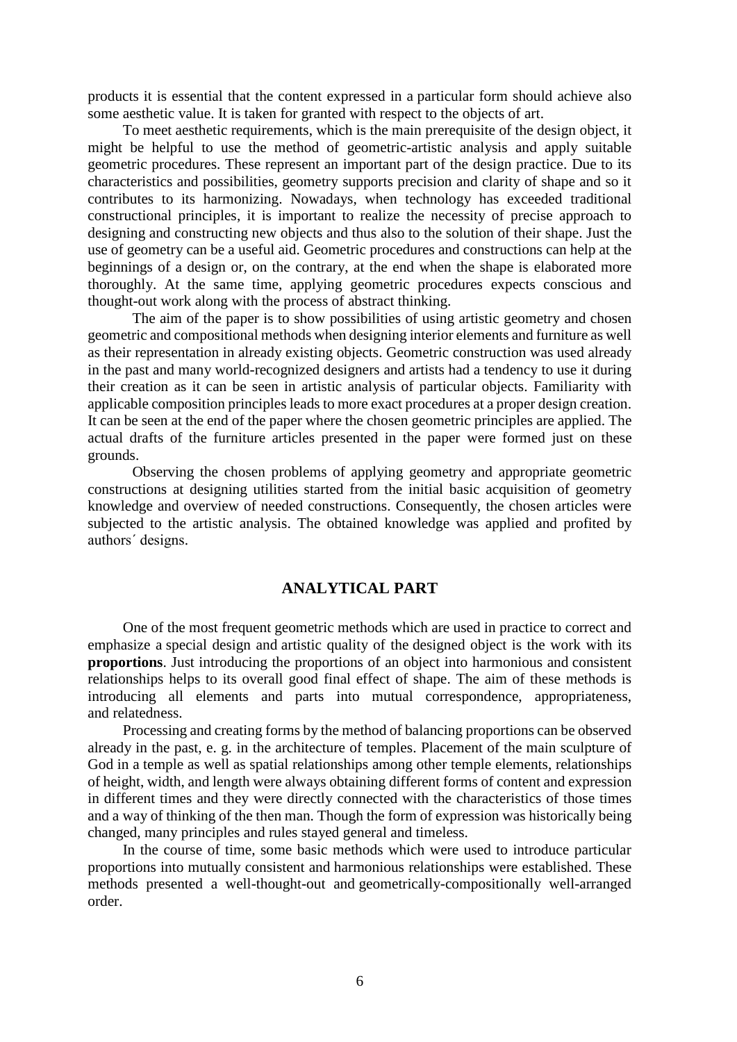products it is essential that the content expressed in a particular form should achieve also some aesthetic value. It is taken for granted with respect to the objects of art.

To meet aesthetic requirements, which is the main prerequisite of the design object, it might be helpful to use the method of geometric-artistic analysis and apply suitable geometric procedures. These represent an important part of the design practice. Due to its characteristics and possibilities, geometry supports precision and clarity of shape and so it contributes to its harmonizing. Nowadays, when technology has exceeded traditional constructional principles, it is important to realize the necessity of precise approach to designing and constructing new objects and thus also to the solution of their shape. Just the use of geometry can be a useful aid. Geometric procedures and constructions can help at the beginnings of a design or, on the contrary, at the end when the shape is elaborated more thoroughly. At the same time, applying geometric procedures expects conscious and thought-out work along with the process of abstract thinking.

The aim of the paper is to show possibilities of using artistic geometry and chosen geometric and compositional methods when designing interior elements and furniture as well as their representation in already existing objects. Geometric construction was used already in the past and many world-recognized designers and artists had a tendency to use it during their creation as it can be seen in artistic analysis of particular objects. Familiarity with applicable composition principles leads to more exact procedures at a proper design creation. It can be seen at the end of the paper where the chosen geometric principles are applied. The actual drafts of the furniture articles presented in the paper were formed just on these grounds.

Observing the chosen problems of applying geometry and appropriate geometric constructions at designing utilities started from the initial basic acquisition of geometry knowledge and overview of needed constructions. Consequently, the chosen articles were subjected to the artistic analysis. The obtained knowledge was applied and profited by authors´ designs.

## ANALYTICAL PART

One of the most frequent geometric methods which are used in practice to correct and emphasize a special design and artistic quality of the designed object is the work with its **proportions**. Just introducing the proportions of an object into harmonious and consistent relationships helps to its overall good final effect of shape. The aim of these methods is introducing all elements and parts into mutual correspondence, appropriateness, and relatedness.

Processing and creating forms by the method of balancing proportions can be observed already in the past, e. g. in the architecture of temples. Placement of the main sculpture of God in a temple as well as spatial relationships among other temple elements, relationships of height, width, and length were always obtaining different forms of content and expression in different times and they were directly connected with the characteristics of those times and a way of thinking of the then man. Though the form of expression was historically being changed, many principles and rules stayed general and timeless.

In the course of time, some basic methods which were used to introduce particular proportions into mutually consistent and harmonious relationships were established. These methods presented a well-thought-out and geometrically-compositionally well-arranged order.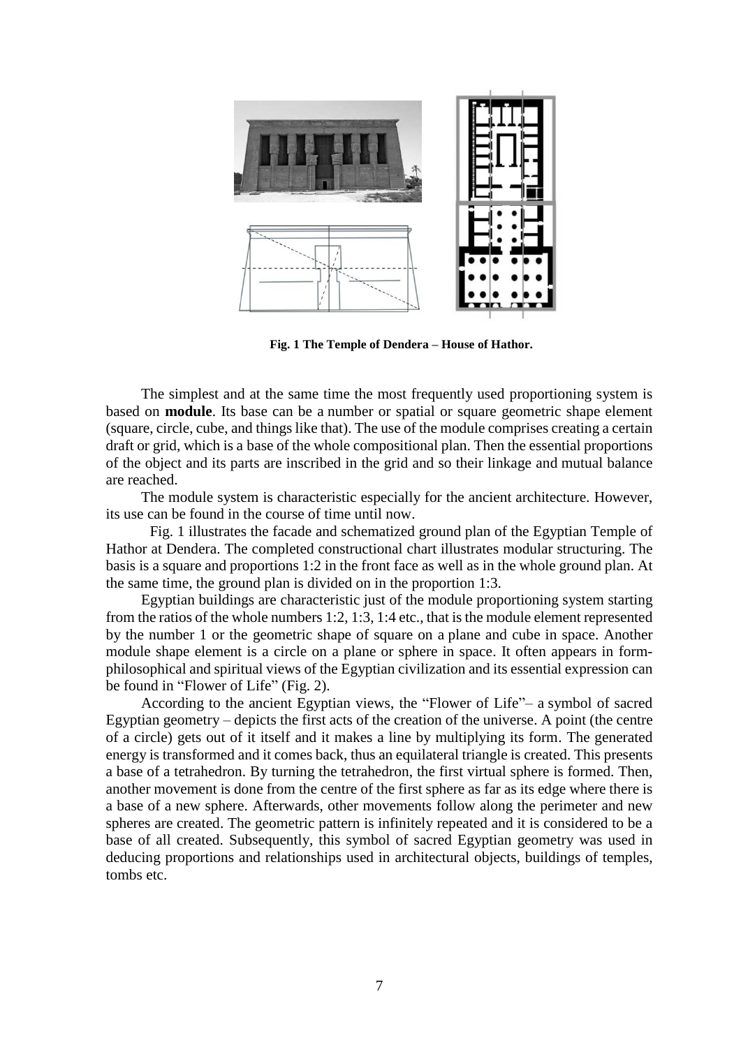**Fig. 1 The Temple of Dendera – House of Hathor.**

The simplest and at the same time the most frequently used proportioning system is based on **module**. Its base can be a number or spatial or square geometric shape element (square, circle, cube, and things like that). The use of the module comprises creating a certain draft or grid, which is a base of the whole compositional plan. Then the essential proportions of the object and its parts are inscribed in the grid and so their linkage and mutual balance are reached.

The module system is characteristic especially for the ancient architecture. However, its use can be found in the course of time until now.

Fig. 1 illustrates the facade and schematized ground plan of the Egyptian Temple of Hathor at Dendera. The completed constructional chart illustrates modular structuring. The basis is a square and proportions 1:2 in the front face as well as in the whole ground plan. At the same time, the ground plan is divided on in the proportion 1:3.

Egyptian buildings are characteristic just of the module proportioning system starting from the ratios of the whole numbers 1:2, 1:3, 1:4 etc., that is the module element represented by the number 1 or the geometric shape of square on a plane and cube in space. Another module shape element is a circle on a plane or sphere in space. It often appears in form-philosophical and spiritual views of the Egyptian civilization and its essential expression can be found in "Flower of Life" (Fig. 2).

According to the ancient Egyptian views, the "Flower of Life"– a symbol of sacred Egyptian geometry – depicts the first acts of the creation of the universe. A point (the centre of a circle) gets out of it itself and it makes a line by multiplying its form. The generated energy is transformed and it comes back, thus an equilateral triangle is created. This presents a base of a tetrahedron. By turning the tetrahedron, the first virtual sphere is formed. Then, another movement is done from the centre of the first sphere as far as its edge where there is a base of a new sphere. Afterwards, other movements follow along the perimeter and new spheres are created. The geometric pattern is infinitely repeated and it is considered to be a base of all created. Subsequently, this symbol of sacred Egyptian geometry was used in deducing proportions and relationships used in architectural objects, buildings of temples, tombs etc.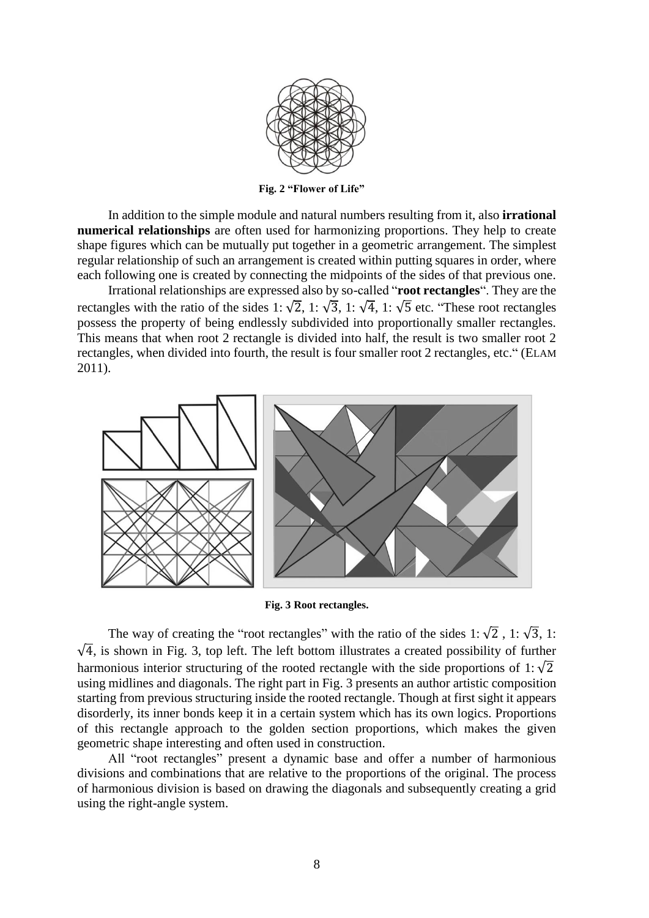Fig. 2 "Flower of Life"

In addition to the simple module and natural numbers resulting from it, also **irrational numerical relationships** are often used for harmonizing proportions. They help to create shape figures which can be mutually put together in a geometric arrangement. The simplest regular relationship of such an arrangement is created within putting squares in order, where each following one is created by connecting the midpoints of the sides of that previous one.

Irrational relationships are expressed also by so-called "**root rectangles**". They are the rectangles with the ratio of the sides $1{:}\,\sqrt{2}$, $1{:}\,\sqrt{3}$, $1{:}\,\sqrt{4}$, $1{:}\,\sqrt{5}$ etc. "These root rectangles possess the property of being endlessly subdivided into proportionally smaller rectangles. This means that when root 2 rectangle is divided into half, the result is two smaller root 2 rectangles, when divided into fourth, the result is four smaller root 2 rectangles, etc." (ELAM 2011).

Fig. 3 Root rectangles.

The way of creating the "root rectangles" with the ratio of the sides $1{:}\,\sqrt{2}$ , $1{:}\,\sqrt{3}$, $1{:}\,\sqrt{4}$, is shown in Fig. 3, top left. The left bottom illustrates a created possibility of further harmonious interior structuring of the rooted rectangle with the side proportions of $1{:}\,\sqrt{2}$ using midlines and diagonals. The right part in Fig. 3 presents an author artistic composition starting from previous structuring inside the rooted rectangle. Though at first sight it appears disorderly, its inner bonds keep it in a certain system which has its own logics. Proportions of this rectangle approach to the golden section proportions, which makes the given geometric shape interesting and often used in construction.

All "root rectangles" present a dynamic base and offer a number of harmonious divisions and combinations that are relative to the proportions of the original. The process of harmonious division is based on drawing the diagonals and subsequently creating a grid using the right-angle system.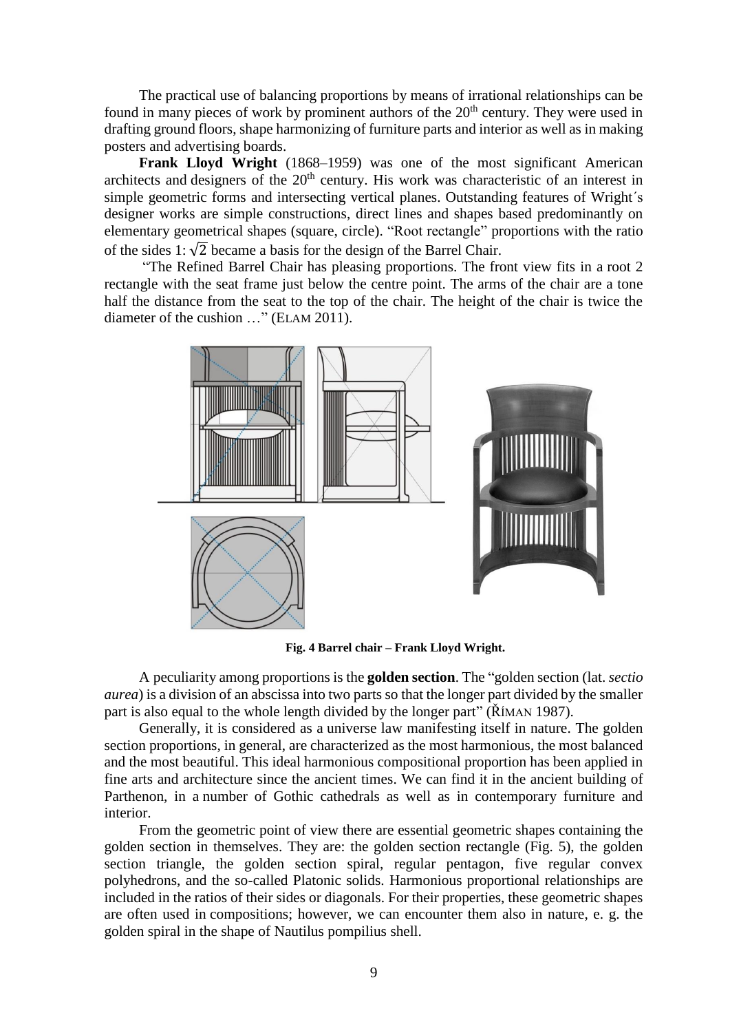The practical use of balancing proportions by means of irrational relationships can be found in many pieces of work by prominent authors of the 20th century. They were used in drafting ground floors, shape harmonizing of furniture parts and interior as well as in making posters and advertising boards.

**Frank Lloyd Wright** (1868–1959) was one of the most significant American architects and designers of the 20th century. His work was characteristic of an interest in simple geometric forms and intersecting vertical planes. Outstanding features of Wright´s designer works are simple constructions, direct lines and shapes based predominantly on elementary geometrical shapes (square, circle). "Root rectangle" proportions with the ratio of the sides 1: $\sqrt{2}$ became a basis for the design of the Barrel Chair.

"The Refined Barrel Chair has pleasing proportions. The front view fits in a root 2 rectangle with the seat frame just below the centre point. The arms of the chair are a tone half the distance from the seat to the top of the chair. The height of the chair is twice the diameter of the cushion …" (ELAM 2011).

**Fig. 4 Barrel chair – Frank Lloyd Wright.**

A peculiarity among proportions is the **golden section**. The "golden section (lat. *sectio aurea*) is a division of an abscissa into two parts so that the longer part divided by the smaller part is also equal to the whole length divided by the longer part" (ŘÍMAN 1987).

Generally, it is considered as a universe law manifesting itself in nature. The golden section proportions, in general, are characterized as the most harmonious, the most balanced and the most beautiful. This ideal harmonious compositional proportion has been applied in fine arts and architecture since the ancient times. We can find it in the ancient building of Parthenon, in a number of Gothic cathedrals as well as in contemporary furniture and interior.

From the geometric point of view there are essential geometric shapes containing the golden section in themselves. They are: the golden section rectangle (Fig. 5), the golden section triangle, the golden section spiral, regular pentagon, five regular convex polyhedrons, and the so-called Platonic solids. Harmonious proportional relationships are included in the ratios of their sides or diagonals. For their properties, these geometric shapes are often used in compositions; however, we can encounter them also in nature, e. g. the golden spiral in the shape of Nautilus pompilius shell.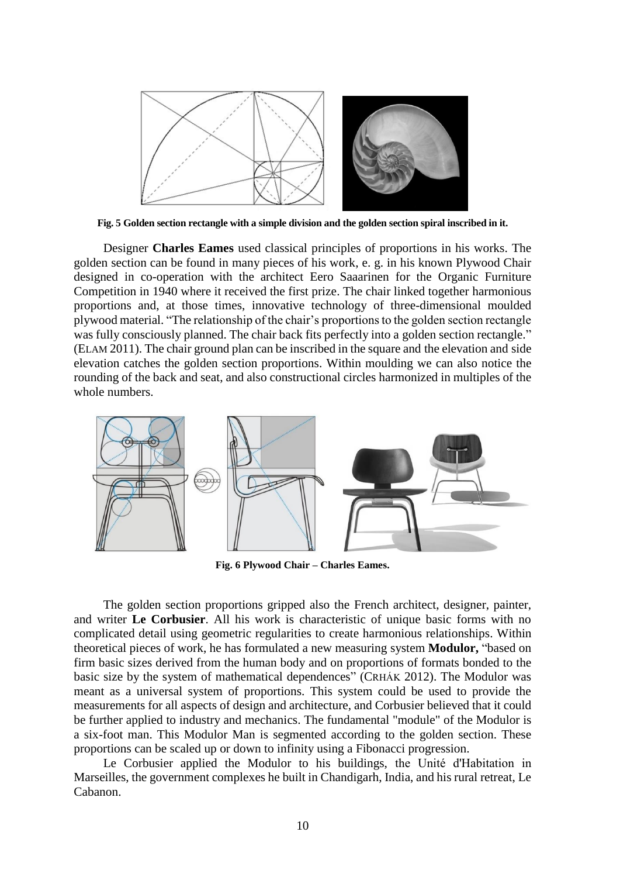**Fig. 5 Golden section rectangle with a simple division and the golden section spiral inscribed in it.**

Designer **Charles Eames** used classical principles of proportions in his works. The golden section can be found in many pieces of his work, e. g. in his known Plywood Chair designed in co-operation with the architect Eero Saaarinen for the Organic Furniture Competition in 1940 where it received the first prize. The chair linked together harmonious proportions and, at those times, innovative technology of three-dimensional moulded plywood material. "The relationship of the chair's proportions to the golden section rectangle was fully consciously planned. The chair back fits perfectly into a golden section rectangle." (ELAM 2011). The chair ground plan can be inscribed in the square and the elevation and side elevation catches the golden section proportions. Within moulding we can also notice the rounding of the back and seat, and also constructional circles harmonized in multiples of the whole numbers.

**Fig. 6 Plywood Chair – Charles Eames.**

The golden section proportions gripped also the French architect, designer, painter, and writer **Le Corbusier**. All his work is characteristic of unique basic forms with no complicated detail using geometric regularities to create harmonious relationships. Within theoretical pieces of work, he has formulated a new measuring system **Modulor,** "based on firm basic sizes derived from the human body and on proportions of formats bonded to the basic size by the system of mathematical dependences" (CRHÁK 2012). The Modulor was meant as a universal system of proportions. This system could be used to provide the measurements for all aspects of design and architecture, and Corbusier believed that it could be further applied to industry and mechanics. The fundamental "module" of the Modulor is a six-foot man. This Modulor Man is segmented according to the golden section. These proportions can be scaled up or down to infinity using a Fibonacci progression.

Le Corbusier applied the Modulor to his buildings, the Unité d'Habitation in Marseilles, the government complexes he built in Chandigarh, India, and his rural retreat, Le Cabanon.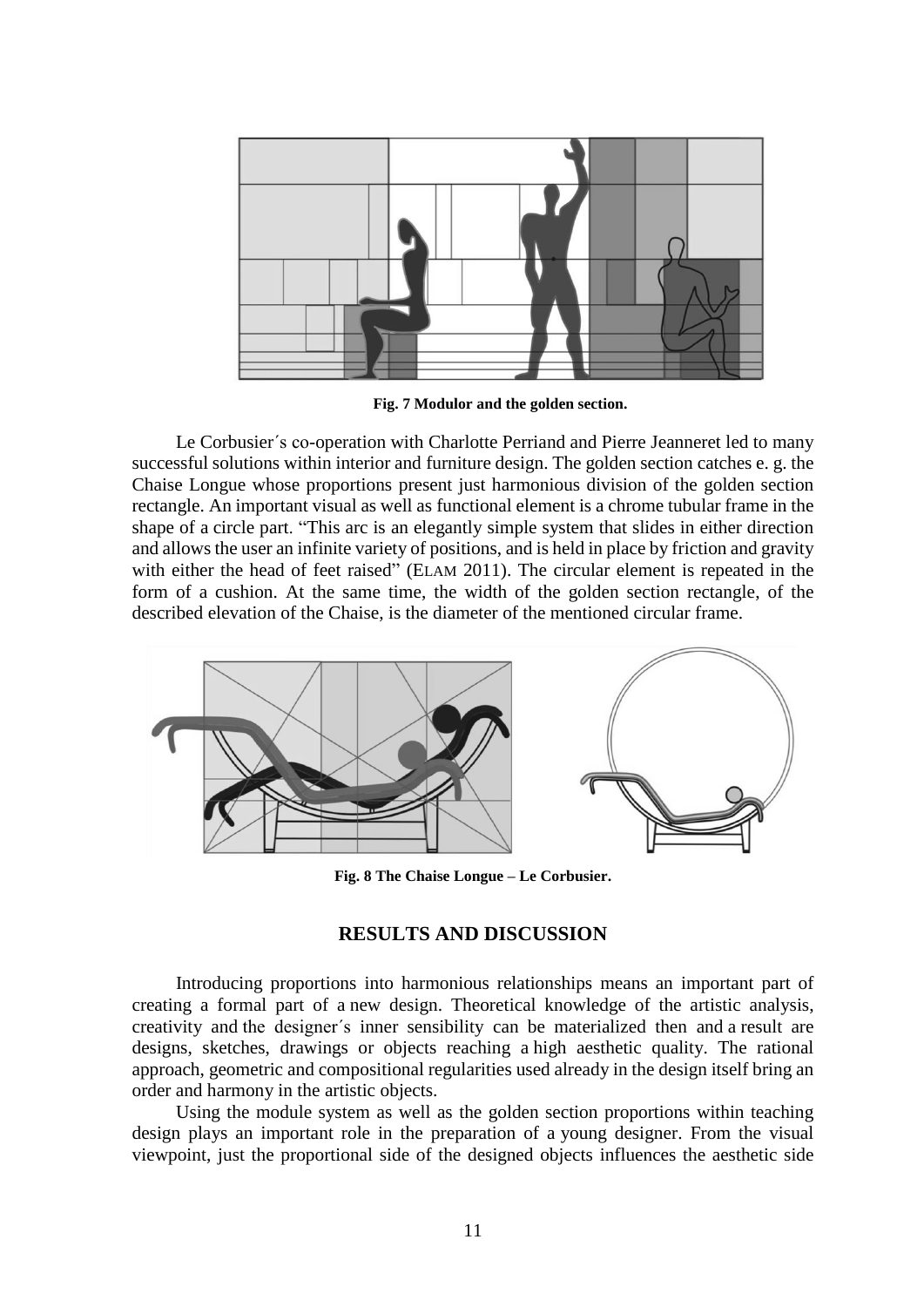**Fig. 7 Modulor and the golden section.**

Le Corbusier´s co-operation with Charlotte Perriand and Pierre Jeanneret led to many successful solutions within interior and furniture design. The golden section catches e. g. the Chaise Longue whose proportions present just harmonious division of the golden section rectangle. An important visual as well as functional element is a chrome tubular frame in the shape of a circle part. "This arc is an elegantly simple system that slides in either direction and allows the user an infinite variety of positions, and is held in place by friction and gravity with either the head of feet raised" (ELAM 2011). The circular element is repeated in the form of a cushion. At the same time, the width of the golden section rectangle, of the described elevation of the Chaise, is the diameter of the mentioned circular frame.

**Fig. 8 The Chaise Longue – Le Corbusier.**

## RESULTS AND DISCUSSION

Introducing proportions into harmonious relationships means an important part of creating a formal part of a new design. Theoretical knowledge of the artistic analysis, creativity and the designer´s inner sensibility can be materialized then and a result are designs, sketches, drawings or objects reaching a high aesthetic quality. The rational approach, geometric and compositional regularities used already in the design itself bring an order and harmony in the artistic objects.

Using the module system as well as the golden section proportions within teaching design plays an important role in the preparation of a young designer. From the visual viewpoint, just the proportional side of the designed objects influences the aesthetic side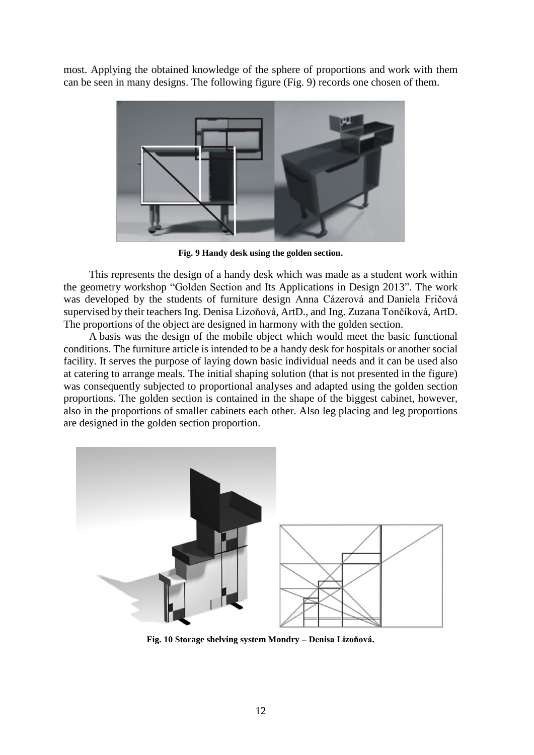most. Applying the obtained knowledge of the sphere of proportions and work with them can be seen in many designs. The following figure (Fig. 9) records one chosen of them.

**Fig. 9 Handy desk using the golden section.**

This represents the design of a handy desk which was made as a student work within the geometry workshop "Golden Section and Its Applications in Design 2013". The work was developed by the students of furniture design Anna Cázerová and Daniela Fričová supervised by their teachers Ing. Denisa Lizoňová, ArtD., and Ing. Zuzana Tončíková, ArtD. The proportions of the object are designed in harmony with the golden section.

A basis was the design of the mobile object which would meet the basic functional conditions. The furniture article is intended to be a handy desk for hospitals or another social facility. It serves the purpose of laying down basic individual needs and it can be used also at catering to arrange meals. The initial shaping solution (that is not presented in the figure) was consequently subjected to proportional analyses and adapted using the golden section proportions. The golden section is contained in the shape of the biggest cabinet, however, also in the proportions of smaller cabinets each other. Also leg placing and leg proportions are designed in the golden section proportion.

**Fig. 10 Storage shelving system Mondry – Denisa Lizoňová.**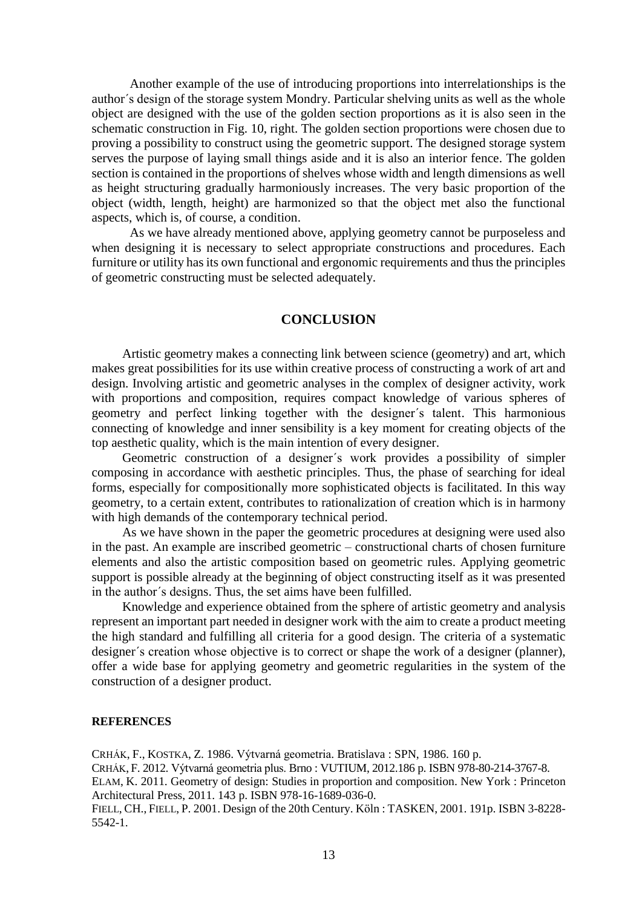Another example of the use of introducing proportions into interrelationships is the author´s design of the storage system Mondry. Particular shelving units as well as the whole object are designed with the use of the golden section proportions as it is also seen in the schematic construction in Fig. 10, right. The golden section proportions were chosen due to proving a possibility to construct using the geometric support. The designed storage system serves the purpose of laying small things aside and it is also an interior fence. The golden section is contained in the proportions of shelves whose width and length dimensions as well as height structuring gradually harmoniously increases. The very basic proportion of the object (width, length, height) are harmonized so that the object met also the functional aspects, which is, of course, a condition.

As we have already mentioned above, applying geometry cannot be purposeless and when designing it is necessary to select appropriate constructions and procedures. Each furniture or utility has its own functional and ergonomic requirements and thus the principles of geometric constructing must be selected adequately.

## CONCLUSION

Artistic geometry makes a connecting link between science (geometry) and art, which makes great possibilities for its use within creative process of constructing a work of art and design. Involving artistic and geometric analyses in the complex of designer activity, work with proportions and composition, requires compact knowledge of various spheres of geometry and perfect linking together with the designer´s talent. This harmonious connecting of knowledge and inner sensibility is a key moment for creating objects of the top aesthetic quality, which is the main intention of every designer.

Geometric construction of a designer´s work provides a possibility of simpler composing in accordance with aesthetic principles. Thus, the phase of searching for ideal forms, especially for compositionally more sophisticated objects is facilitated. In this way geometry, to a certain extent, contributes to rationalization of creation which is in harmony with high demands of the contemporary technical period.

As we have shown in the paper the geometric procedures at designing were used also in the past. An example are inscribed geometric – constructional charts of chosen furniture elements and also the artistic composition based on geometric rules. Applying geometric support is possible already at the beginning of object constructing itself as it was presented in the author´s designs. Thus, the set aims have been fulfilled.

Knowledge and experience obtained from the sphere of artistic geometry and analysis represent an important part needed in designer work with the aim to create a product meeting the high standard and fulfilling all criteria for a good design. The criteria of a systematic designer´s creation whose objective is to correct or shape the work of a designer (planner), offer a wide base for applying geometry and geometric regularities in the system of the construction of a designer product.

**REFERENCES**

CRHÁK, F., KOSTKA, Z. 1986. Výtvarná geometria. Bratislava : SPN, 1986. 160 p.

CRHÁK, F. 2012. Výtvarná geometria plus. Brno : VUTIUM, 2012.186 p. ISBN 978-80-214-3767-8.

ELAM, K. 2011. Geometry of design: Studies in proportion and composition. New York : Princeton Architectural Press, 2011. 143 p. ISBN 978-16-1689-036-0.

FIELL, CH., FIELL, P. 2001. Design of the 20th Century. Köln : TASKEN, 2001. 191p. ISBN 3-8228-5542-1.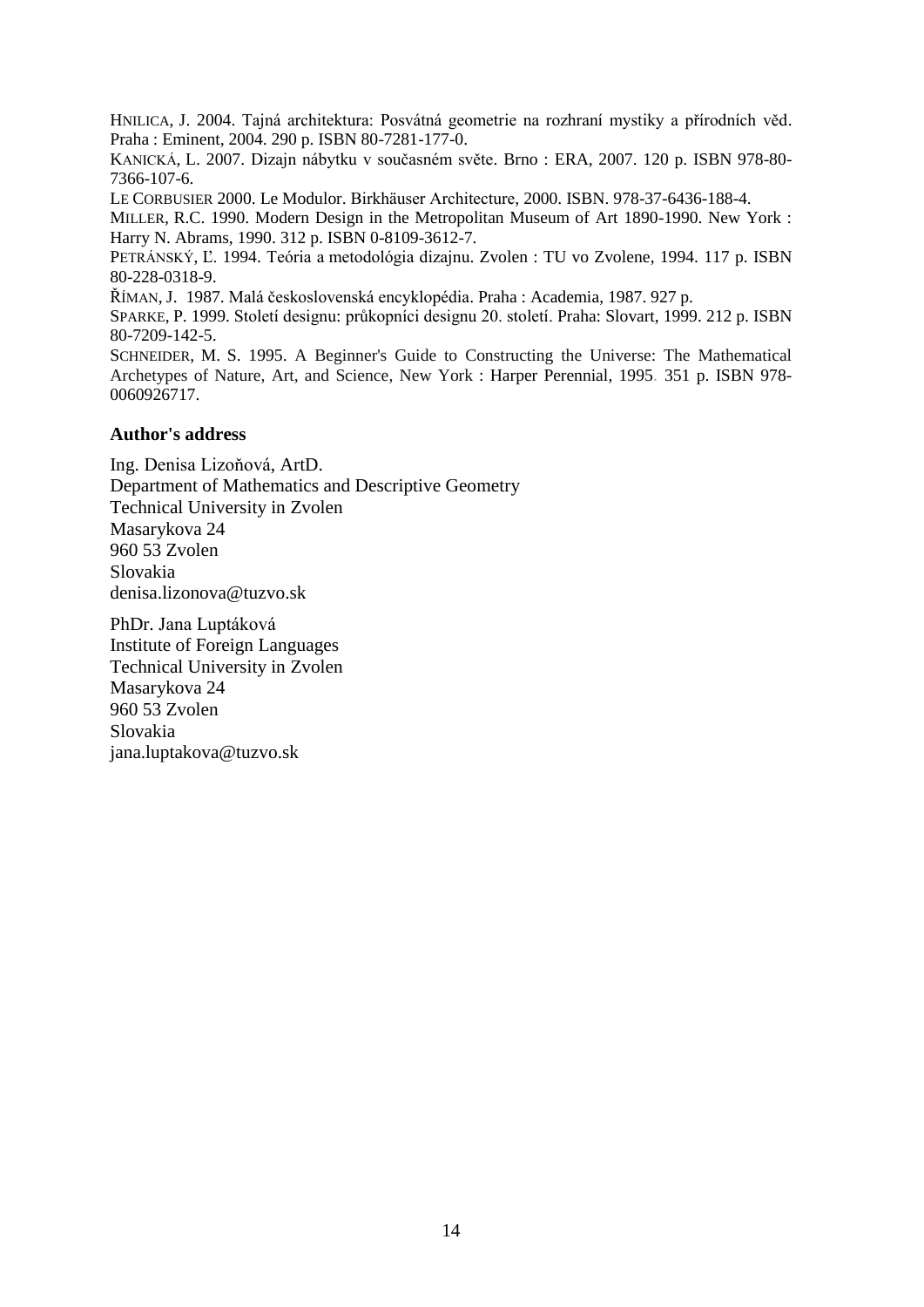HNILICA, J. 2004. Tajná architektura: Posvátná geometrie na rozhraní mystiky a přírodních věd. Praha : Eminent, 2004. 290 p. ISBN 80-7281-177-0.

KANICKÁ, L. 2007. Dizajn nábytku v současném světe. Brno : ERA, 2007. 120 p. ISBN 978-80-7366-107-6.

LE CORBUSIER 2000. Le Modulor. Birkhäuser Architecture, 2000. ISBN. 978-37-6436-188-4.

MILLER, R.C. 1990. Modern Design in the Metropolitan Museum of Art 1890-1990. New York : Harry N. Abrams, 1990. 312 p. ISBN 0-8109-3612-7.

PETRÁNSKÝ, Ľ. 1994. Teória a metodológia dizajnu. Zvolen : TU vo Zvolene, 1994. 117 p. ISBN 80-228-0318-9.

ŘÍMAN, J. 1987. Malá československá encyklopédia. Praha : Academia, 1987. 927 p.

SPARKE, P. 1999. Století designu: průkopníci designu 20. století. Praha: Slovart, 1999. 212 p. ISBN 80-7209-142-5.

SCHNEIDER, M. S. 1995. A Beginner's Guide to Constructing the Universe: The Mathematical Archetypes of Nature, Art, and Science, New York : Harper Perennial, 1995. 351 p. ISBN 978-0060926717.

**Author's address**

Ing. Denisa Lizoňová, ArtD.
Department of Mathematics and Descriptive Geometry
Technical University in Zvolen
Masarykova 24
960 53 Zvolen
Slovakia
denisa.lizonova@tuzvo.sk

PhDr. Jana Luptáková
Institute of Foreign Languages
Technical University in Zvolen
Masarykova 24
960 53 Zvolen
Slovakia
jana.luptakova@tuzvo.sk